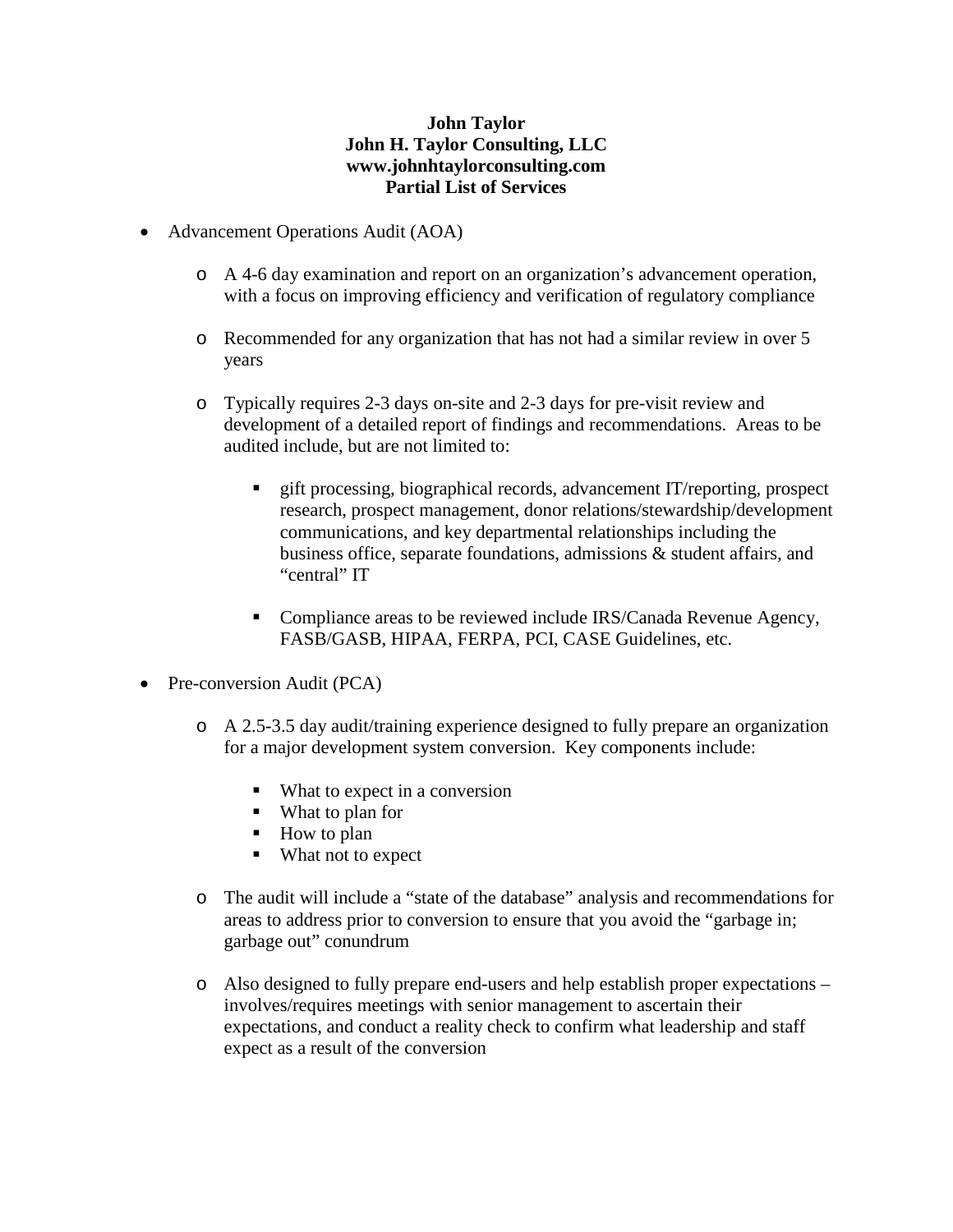**John Taylor**
**John H. Taylor Consulting, LLC**
**www.johnhtaylorconsulting.com**
**Partial List of Services**

- Advancement Operations Audit (AOA)
    - A 4-6 day examination and report on an organization's advancement operation, with a focus on improving efficiency and verification of regulatory compliance
    - Recommended for any organization that has not had a similar review in over 5 years
    - Typically requires 2-3 days on-site and 2-3 days for pre-visit review and development of a detailed report of findings and recommendations. Areas to be audited include, but are not limited to:
        - gift processing, biographical records, advancement IT/reporting, prospect research, prospect management, donor relations/stewardship/development communications, and key departmental relationships including the business office, separate foundations, admissions & student affairs, and "central" IT
        - Compliance areas to be reviewed include IRS/Canada Revenue Agency, FASB/GASB, HIPAA, FERPA, PCI, CASE Guidelines, etc.
- Pre-conversion Audit (PCA)
    - A 2.5-3.5 day audit/training experience designed to fully prepare an organization for a major development system conversion. Key components include:
        - What to expect in a conversion
        - What to plan for
        - How to plan
        - What not to expect
    - The audit will include a "state of the database" analysis and recommendations for areas to address prior to conversion to ensure that you avoid the "garbage in; garbage out" conundrum
    - Also designed to fully prepare end-users and help establish proper expectations – involves/requires meetings with senior management to ascertain their expectations, and conduct a reality check to confirm what leadership and staff expect as a result of the conversion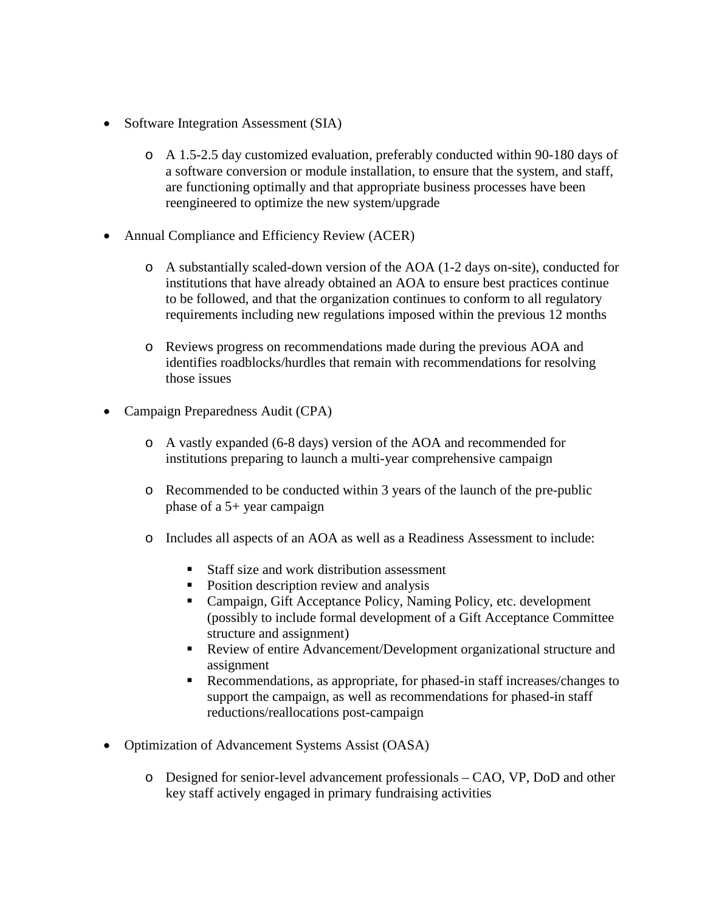- Software Integration Assessment (SIA)

    - A 1.5-2.5 day customized evaluation, preferably conducted within 90-180 days of a software conversion or module installation, to ensure that the system, and staff, are functioning optimally and that appropriate business processes have been reengineered to optimize the new system/upgrade

- Annual Compliance and Efficiency Review (ACER)

    - A substantially scaled-down version of the AOA (1-2 days on-site), conducted for institutions that have already obtained an AOA to ensure best practices continue to be followed, and that the organization continues to conform to all regulatory requirements including new regulations imposed within the previous 12 months

    - Reviews progress on recommendations made during the previous AOA and identifies roadblocks/hurdles that remain with recommendations for resolving those issues

- Campaign Preparedness Audit (CPA)

    - A vastly expanded (6-8 days) version of the AOA and recommended for institutions preparing to launch a multi-year comprehensive campaign

    - Recommended to be conducted within 3 years of the launch of the pre-public phase of a 5+ year campaign

    - Includes all aspects of an AOA as well as a Readiness Assessment to include:

        - Staff size and work distribution assessment
        - Position description review and analysis
        - Campaign, Gift Acceptance Policy, Naming Policy, etc. development (possibly to include formal development of a Gift Acceptance Committee structure and assignment)
        - Review of entire Advancement/Development organizational structure and assignment
        - Recommendations, as appropriate, for phased-in staff increases/changes to support the campaign, as well as recommendations for phased-in staff reductions/reallocations post-campaign

- Optimization of Advancement Systems Assist (OASA)

    - Designed for senior-level advancement professionals – CAO, VP, DoD and other key staff actively engaged in primary fundraising activities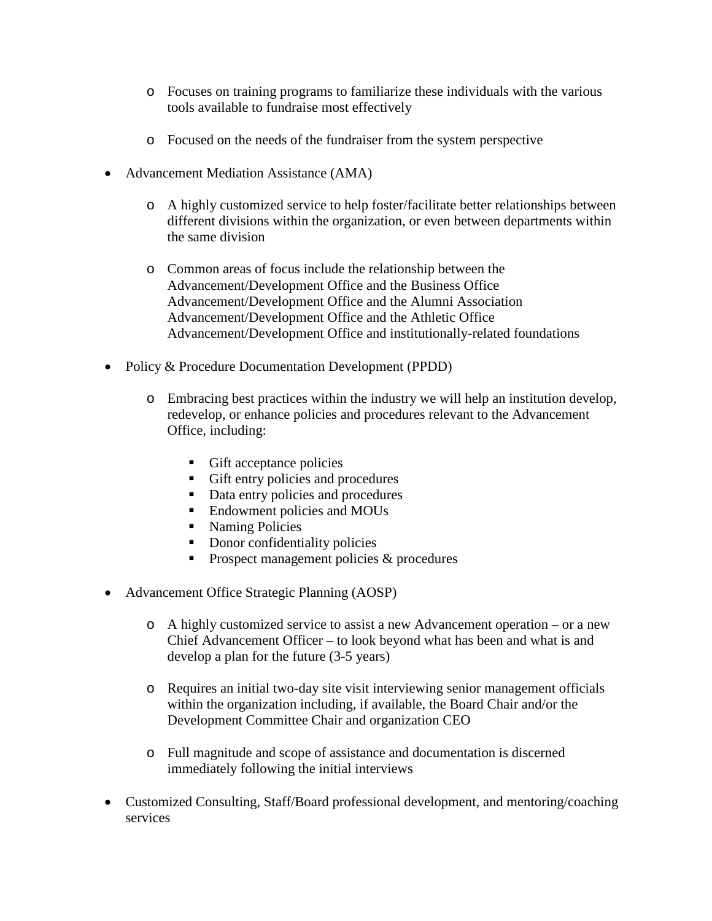- Focuses on training programs to familiarize these individuals with the various tools available to fundraise most effectively

  - Focused on the needs of the fundraiser from the system perspective

- Advancement Mediation Assistance (AMA)

  - A highly customized service to help foster/facilitate better relationships between different divisions within the organization, or even between departments within the same division

  - Common areas of focus include the relationship between the Advancement/Development Office and the Business Office
    Advancement/Development Office and the Alumni Association
    Advancement/Development Office and the Athletic Office
    Advancement/Development Office and institutionally-related foundations

- Policy & Procedure Documentation Development (PPDD)

  - Embracing best practices within the industry we will help an institution develop, redevelop, or enhance policies and procedures relevant to the Advancement Office, including:

    - Gift acceptance policies
    - Gift entry policies and procedures
    - Data entry policies and procedures
    - Endowment policies and MOUs
    - Naming Policies
    - Donor confidentiality policies
    - Prospect management policies & procedures

- Advancement Office Strategic Planning (AOSP)

  - A highly customized service to assist a new Advancement operation – or a new Chief Advancement Officer – to look beyond what has been and what is and develop a plan for the future (3-5 years)

  - Requires an initial two-day site visit interviewing senior management officials within the organization including, if available, the Board Chair and/or the Development Committee Chair and organization CEO

  - Full magnitude and scope of assistance and documentation is discerned immediately following the initial interviews

- Customized Consulting, Staff/Board professional development, and mentoring/coaching services